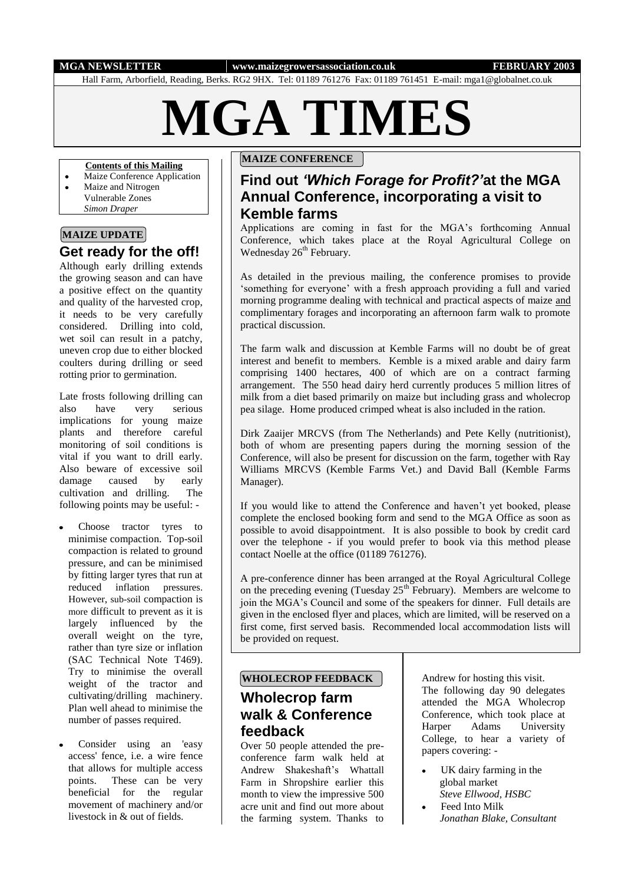MGA NEWSLETTER | www.maizegrowersassociation.co.uk | FEBRUARY 2003

Hall Farm, Arborfield, Reading, Berks. RG2 9HX. Tel: 01189 761276 Fax: 01189 761451 E-mail: mga1@globalnet.co.uk

# MGA TIMES

**Contents of this Mailing**

- Maize Conference Application
- Maize and Nitrogen Vulnerable Zones *Simon Draper*

**MAIZE UPDATE**

## Get ready for the off!

Although early drilling extends the growing season and can have a positive effect on the quantity and quality of the harvested crop, it needs to be very carefully considered. Drilling into cold, wet soil can result in a patchy, uneven crop due to either blocked coulters during drilling or seed rotting prior to germination.

Late frosts following drilling can also have very serious implications for young maize plants and therefore careful monitoring of soil conditions is vital if you want to drill early. Also beware of excessive soil damage caused by early cultivation and drilling. The following points may be useful: -

- Choose tractor tyres to minimise compaction. Top-soil compaction is related to ground pressure, and can be minimised by fitting larger tyres that run at reduced inflation pressures. However, sub-soil compaction is more difficult to prevent as it is largely influenced by the overall weight on the tyre, rather than tyre size or inflation (SAC Technical Note T469). Try to minimise the overall weight of the tractor and cultivating/drilling machinery. Plan well ahead to minimise the number of passes required.
- Consider using an 'easy access' fence, i.e. a wire fence that allows for multiple access points. These can be very beneficial for the regular movement of machinery and/or livestock in & out of fields.

**MAIZE CONFERENCE**

## Find out *'Which Forage for Profit?'* at the MGA Annual Conference, incorporating a visit to Kemble farms

Applications are coming in fast for the MGA's forthcoming Annual Conference, which takes place at the Royal Agricultural College on Wednesday 26th February.

As detailed in the previous mailing, the conference promises to provide 'something for everyone' with a fresh approach providing a full and varied morning programme dealing with technical and practical aspects of maize and complimentary forages and incorporating an afternoon farm walk to promote practical discussion.

The farm walk and discussion at Kemble Farms will no doubt be of great interest and benefit to members. Kemble is a mixed arable and dairy farm comprising 1400 hectares, 400 of which are on a contract farming arrangement. The 550 head dairy herd currently produces 5 million litres of milk from a diet based primarily on maize but including grass and wholecrop pea silage. Home produced crimped wheat is also included in the ration.

Dirk Zaaijer MRCVS (from The Netherlands) and Pete Kelly (nutritionist), both of whom are presenting papers during the morning session of the Conference, will also be present for discussion on the farm, together with Ray Williams MRCVS (Kemble Farms Vet.) and David Ball (Kemble Farms Manager).

If you would like to attend the Conference and haven't yet booked, please complete the enclosed booking form and send to the MGA Office as soon as possible to avoid disappointment. It is also possible to book by credit card over the telephone - if you would prefer to book via this method please contact Noelle at the office (01189 761276).

A pre-conference dinner has been arranged at the Royal Agricultural College on the preceding evening (Tuesday 25th February). Members are welcome to join the MGA's Council and some of the speakers for dinner. Full details are given in the enclosed flyer and places, which are limited, will be reserved on a first come, first served basis. Recommended local accommodation lists will be provided on request.

**WHOLECROP FEEDBACK**

## Wholecrop farm walk & Conference feedback

Over 50 people attended the pre-conference farm walk held at Andrew Shakeshaft's Whattall Farm in Shropshire earlier this month to view the impressive 500 acre unit and find out more about the farming system. Thanks to Andrew for hosting this visit.

The following day 90 delegates attended the MGA Wholecrop Conference, which took place at Harper Adams University College, to hear a variety of papers covering: -

- UK dairy farming in the global market *Steve Ellwood, HSBC*
- Feed Into Milk *Jonathan Blake, Consultant*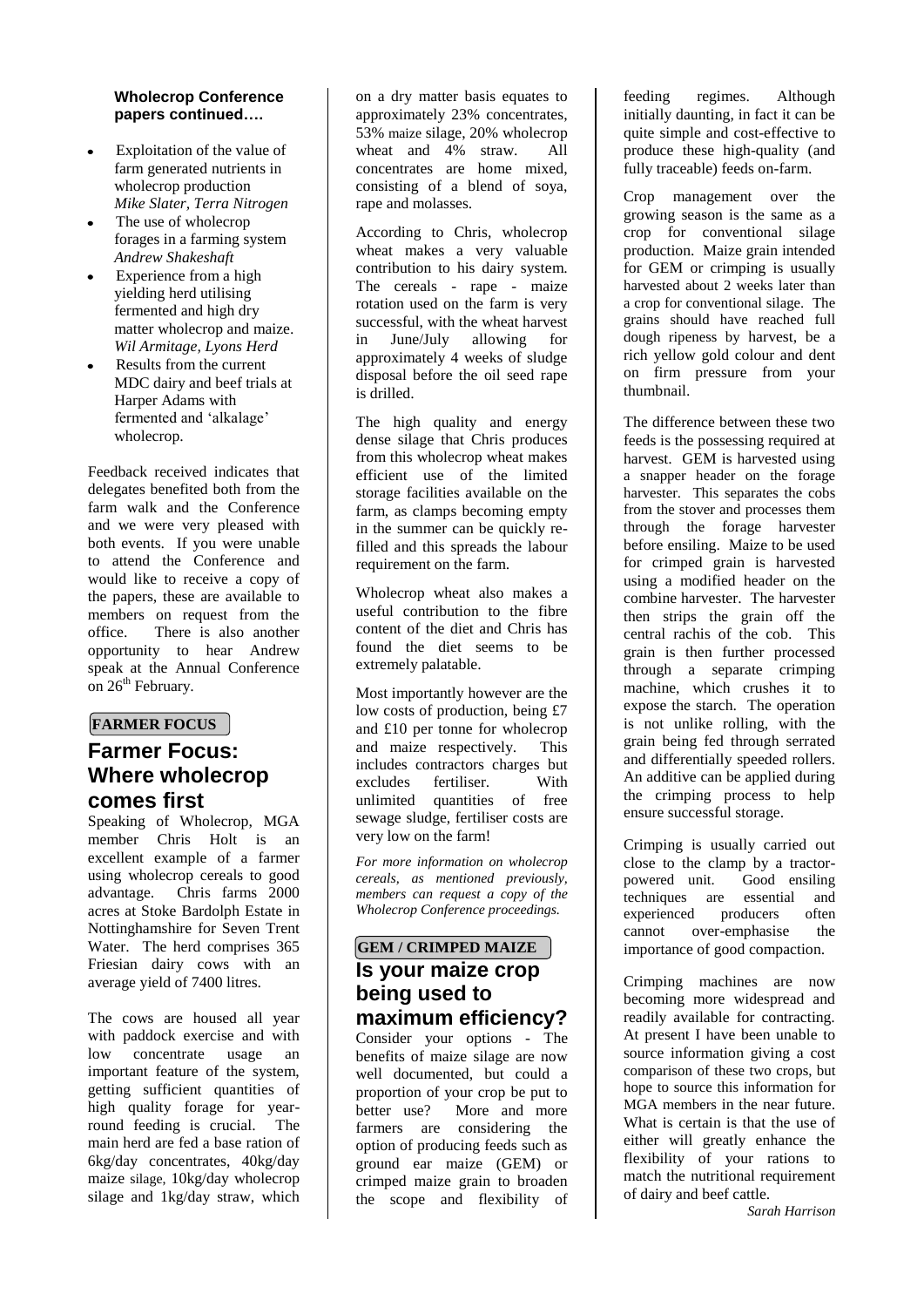**Wholecrop Conference papers continued….**

- Exploitation of the value of farm generated nutrients in wholecrop production
  *Mike Slater, Terra Nitrogen*
- The use of wholecrop forages in a farming system
  *Andrew Shakeshaft*
- Experience from a high yielding herd utilising fermented and high dry matter wholecrop and maize.
  *Wil Armitage, Lyons Herd*
- Results from the current MDC dairy and beef trials at Harper Adams with fermented and 'alkalage' wholecrop.

Feedback received indicates that delegates benefited both from the farm walk and the Conference and we were very pleased with both events. If you were unable to attend the Conference and would like to receive a copy of the papers, these are available to members on request from the office. There is also another opportunity to hear Andrew speak at the Annual Conference on 26th February.

**FARMER FOCUS**

## Farmer Focus: Where wholecrop comes first

Speaking of Wholecrop, MGA member Chris Holt is an excellent example of a farmer using wholecrop cereals to good advantage. Chris farms 2000 acres at Stoke Bardolph Estate in Nottinghamshire for Seven Trent Water. The herd comprises 365 Friesian dairy cows with an average yield of 7400 litres.

The cows are housed all year with paddock exercise and with low concentrate usage an important feature of the system, getting sufficient quantities of high quality forage for year-round feeding is crucial. The main herd are fed a base ration of 6kg/day concentrates, 40kg/day maize silage, 10kg/day wholecrop silage and 1kg/day straw, which on a dry matter basis equates to approximately 23% concentrates, 53% maize silage, 20% wholecrop wheat and 4% straw. All concentrates are home mixed, consisting of a blend of soya, rape and molasses.

According to Chris, wholecrop wheat makes a very valuable contribution to his dairy system. The cereals - rape - maize rotation used on the farm is very successful, with the wheat harvest in June/July allowing for approximately 4 weeks of sludge disposal before the oil seed rape is drilled.

The high quality and energy dense silage that Chris produces from this wholecrop wheat makes efficient use of the limited storage facilities available on the farm, as clamps becoming empty in the summer can be quickly re-filled and this spreads the labour requirement on the farm.

Wholecrop wheat also makes a useful contribution to the fibre content of the diet and Chris has found the diet seems to be extremely palatable.

Most importantly however are the low costs of production, being £7 and £10 per tonne for wholecrop and maize respectively. This includes contractors charges but excludes fertiliser. With unlimited quantities of free sewage sludge, fertiliser costs are very low on the farm!

*For more information on wholecrop cereals, as mentioned previously, members can request a copy of the Wholecrop Conference proceedings.*

**GEM / CRIMPED MAIZE**

## Is your maize crop being used to maximum efficiency?

Consider your options - The benefits of maize silage are now well documented, but could a proportion of your crop be put to better use? More and more farmers are considering the option of producing feeds such as ground ear maize (GEM) or crimped maize grain to broaden the scope and flexibility of feeding regimes. Although initially daunting, in fact it can be quite simple and cost-effective to produce these high-quality (and fully traceable) feeds on-farm.

Crop management over the growing season is the same as a crop for conventional silage production. Maize grain intended for GEM or crimping is usually harvested about 2 weeks later than a crop for conventional silage. The grains should have reached full dough ripeness by harvest, be a rich yellow gold colour and dent on firm pressure from your thumbnail.

The difference between these two feeds is the possessing required at harvest. GEM is harvested using a snapper header on the forage harvester. This separates the cobs from the stover and processes them through the forage harvester before ensiling. Maize to be used for crimped grain is harvested using a modified header on the combine harvester. The harvester then strips the grain off the central rachis of the cob. This grain is then further processed through a separate crimping machine, which crushes it to expose the starch. The operation is not unlike rolling, with the grain being fed through serrated and differentially speeded rollers. An additive can be applied during the crimping process to help ensure successful storage.

Crimping is usually carried out close to the clamp by a tractor-powered unit. Good ensiling techniques are essential and experienced producers often cannot over-emphasise the importance of good compaction.

Crimping machines are now becoming more widespread and readily available for contracting. At present I have been unable to source information giving a cost comparison of these two crops, but hope to source this information for MGA members in the near future. What is certain is that the use of either will greatly enhance the flexibility of your rations to match the nutritional requirement of dairy and beef cattle.

*Sarah Harrison*